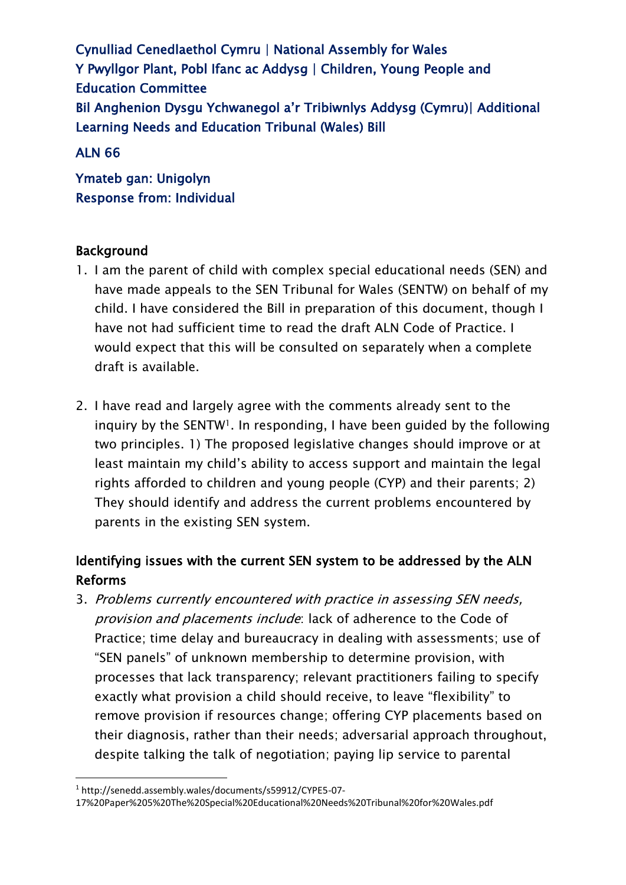Cynulliad Cenedlaethol Cymru | National Assembly for Wales
Y Pwyllgor Plant, Pobl Ifanc ac Addysg | Children, Young People and Education Committee
Bil Anghenion Dysgu Ychwanegol a'r Tribiwnlys Addysg (Cymru)| Additional Learning Needs and Education Tribunal (Wales) Bill

ALN 66

Ymateb gan: Unigolyn
Response from: Individual

## Background

1. I am the parent of child with complex special educational needs (SEN) and have made appeals to the SEN Tribunal for Wales (SENTW) on behalf of my child. I have considered the Bill in preparation of this document, though I have not had sufficient time to read the draft ALN Code of Practice. I would expect that this will be consulted on separately when a complete draft is available.

2. I have read and largely agree with the comments already sent to the inquiry by the SENTW[1]. In responding, I have been guided by the following two principles. 1) The proposed legislative changes should improve or at least maintain my child's ability to access support and maintain the legal rights afforded to children and young people (CYP) and their parents; 2) They should identify and address the current problems encountered by parents in the existing SEN system.

## Identifying issues with the current SEN system to be addressed by the ALN Reforms

3. *Problems currently encountered with practice in assessing SEN needs, provision and placements include*: lack of adherence to the Code of Practice; time delay and bureaucracy in dealing with assessments; use of "SEN panels" of unknown membership to determine provision, with processes that lack transparency; relevant practitioners failing to specify exactly what provision a child should receive, to leave "flexibility" to remove provision if resources change; offering CYP placements based on their diagnosis, rather than their needs; adversarial approach throughout, despite talking the talk of negotiation; paying lip service to parental

[1] http://senedd.assembly.wales/documents/s59912/CYPE5-07-17%20Paper%205%20The%20Special%20Educational%20Needs%20Tribunal%20for%20Wales.pdf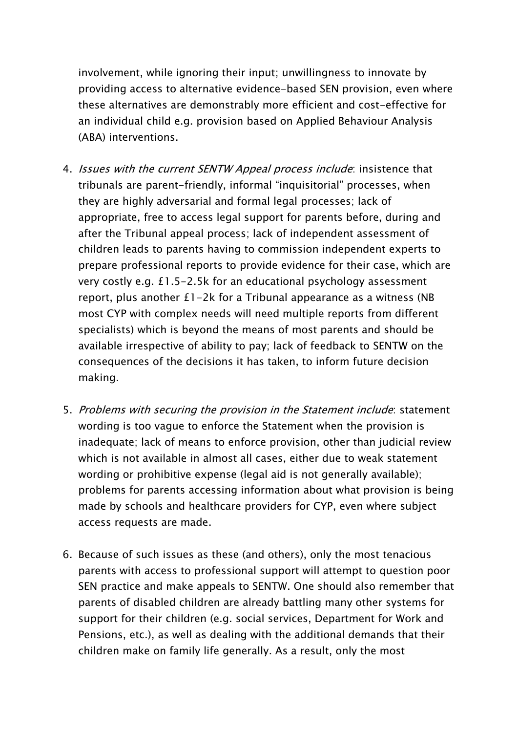involvement, while ignoring their input; unwillingness to innovate by providing access to alternative evidence-based SEN provision, even where these alternatives are demonstrably more efficient and cost-effective for an individual child e.g. provision based on Applied Behaviour Analysis (ABA) interventions.

4. *Issues with the current SENTW Appeal process include*: insistence that tribunals are parent-friendly, informal "inquisitorial" processes, when they are highly adversarial and formal legal processes; lack of appropriate, free to access legal support for parents before, during and after the Tribunal appeal process; lack of independent assessment of children leads to parents having to commission independent experts to prepare professional reports to provide evidence for their case, which are very costly e.g. £1.5-2.5k for an educational psychology assessment report, plus another £1-2k for a Tribunal appearance as a witness (NB most CYP with complex needs will need multiple reports from different specialists) which is beyond the means of most parents and should be available irrespective of ability to pay; lack of feedback to SENTW on the consequences of the decisions it has taken, to inform future decision making.

5. *Problems with securing the provision in the Statement include*: statement wording is too vague to enforce the Statement when the provision is inadequate; lack of means to enforce provision, other than judicial review which is not available in almost all cases, either due to weak statement wording or prohibitive expense (legal aid is not generally available); problems for parents accessing information about what provision is being made by schools and healthcare providers for CYP, even where subject access requests are made.

6. Because of such issues as these (and others), only the most tenacious parents with access to professional support will attempt to question poor SEN practice and make appeals to SENTW. One should also remember that parents of disabled children are already battling many other systems for support for their children (e.g. social services, Department for Work and Pensions, etc.), as well as dealing with the additional demands that their children make on family life generally. As a result, only the most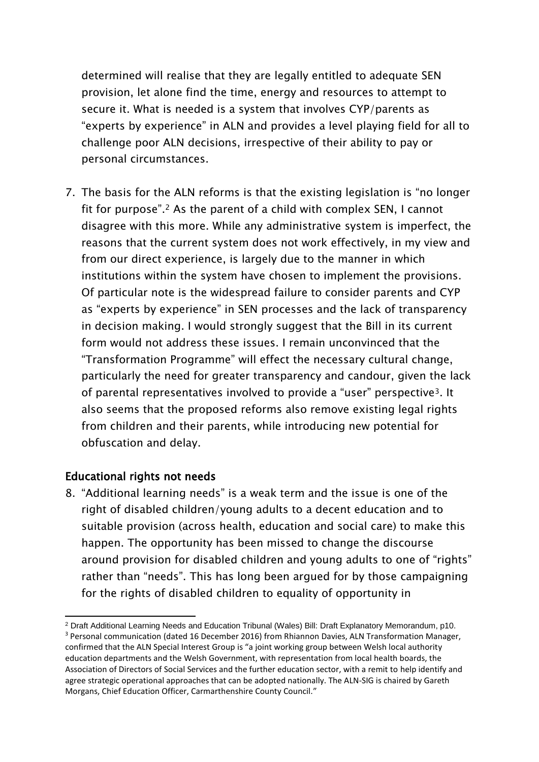determined will realise that they are legally entitled to adequate SEN provision, let alone find the time, energy and resources to attempt to secure it. What is needed is a system that involves CYP/parents as "experts by experience" in ALN and provides a level playing field for all to challenge poor ALN decisions, irrespective of their ability to pay or personal circumstances.

7. The basis for the ALN reforms is that the existing legislation is "no longer fit for purpose".[2] As the parent of a child with complex SEN, I cannot disagree with this more. While any administrative system is imperfect, the reasons that the current system does not work effectively, in my view and from our direct experience, is largely due to the manner in which institutions within the system have chosen to implement the provisions. Of particular note is the widespread failure to consider parents and CYP as "experts by experience" in SEN processes and the lack of transparency in decision making. I would strongly suggest that the Bill in its current form would not address these issues. I remain unconvinced that the "Transformation Programme" will effect the necessary cultural change, particularly the need for greater transparency and candour, given the lack of parental representatives involved to provide a "user" perspective[3]. It also seems that the proposed reforms also remove existing legal rights from children and their parents, while introducing new potential for obfuscation and delay.

## Educational rights not needs

8. "Additional learning needs" is a weak term and the issue is one of the right of disabled children/young adults to a decent education and to suitable provision (across health, education and social care) to make this happen. The opportunity has been missed to change the discourse around provision for disabled children and young adults to one of "rights" rather than "needs". This has long been argued for by those campaigning for the rights of disabled children to equality of opportunity in

---

[2] Draft Additional Learning Needs and Education Tribunal (Wales) Bill: Draft Explanatory Memorandum, p10.

[3] Personal communication (dated 16 December 2016) from Rhiannon Davies, ALN Transformation Manager, confirmed that the ALN Special Interest Group is "a joint working group between Welsh local authority education departments and the Welsh Government, with representation from local health boards, the Association of Directors of Social Services and the further education sector, with a remit to help identify and agree strategic operational approaches that can be adopted nationally. The ALN-SIG is chaired by Gareth Morgans, Chief Education Officer, Carmarthenshire County Council."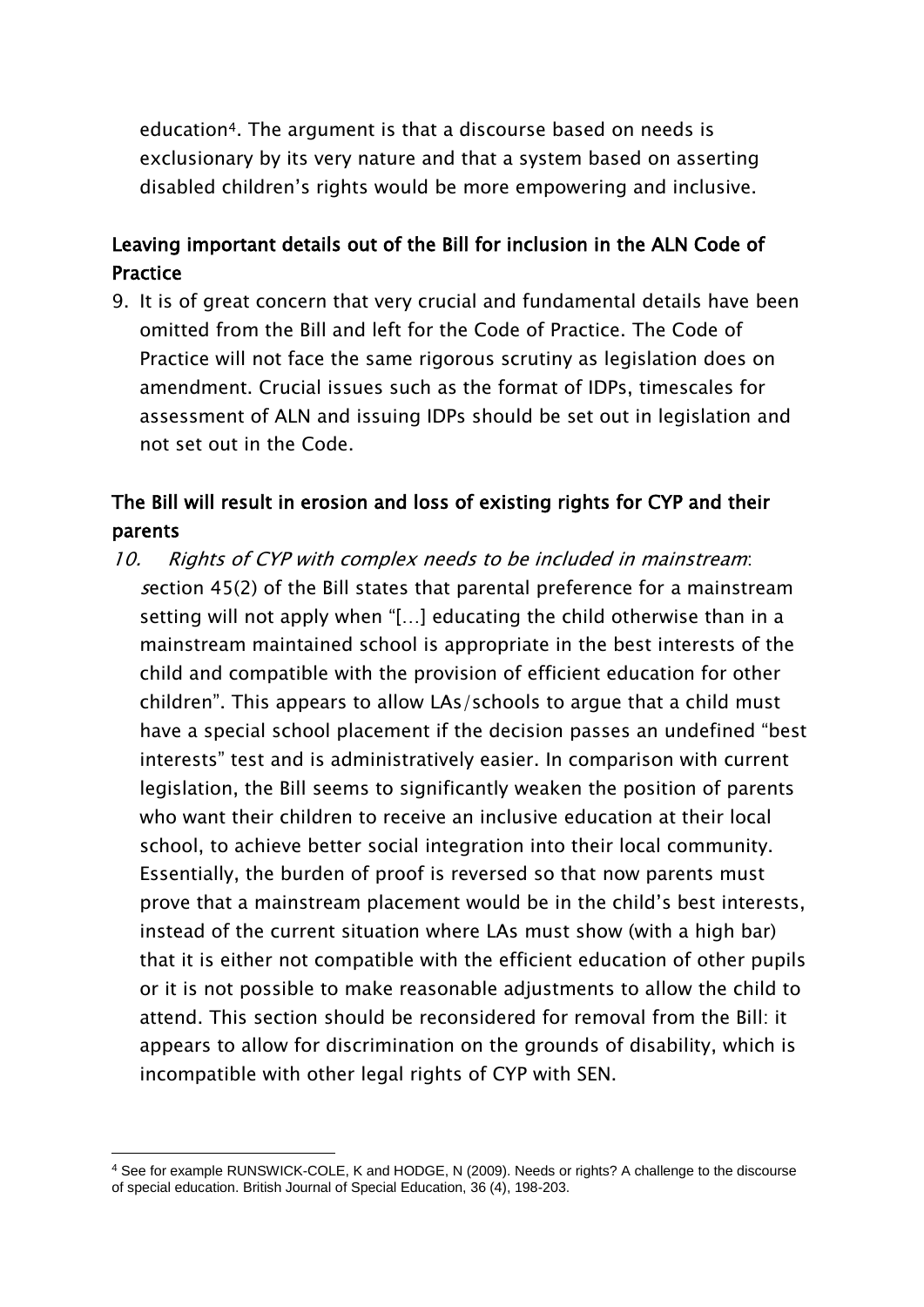education[4]. The argument is that a discourse based on needs is exclusionary by its very nature and that a system based on asserting disabled children's rights would be more empowering and inclusive.

## Leaving important details out of the Bill for inclusion in the ALN Code of Practice

9. It is of great concern that very crucial and fundamental details have been omitted from the Bill and left for the Code of Practice. The Code of Practice will not face the same rigorous scrutiny as legislation does on amendment. Crucial issues such as the format of IDPs, timescales for assessment of ALN and issuing IDPs should be set out in legislation and not set out in the Code.

## The Bill will result in erosion and loss of existing rights for CYP and their parents

10. *Rights of CYP with complex needs to be included in mainstream*: *s*ection 45(2) of the Bill states that parental preference for a mainstream setting will not apply when "[…] educating the child otherwise than in a mainstream maintained school is appropriate in the best interests of the child and compatible with the provision of efficient education for other children". This appears to allow LAs/schools to argue that a child must have a special school placement if the decision passes an undefined "best interests" test and is administratively easier. In comparison with current legislation, the Bill seems to significantly weaken the position of parents who want their children to receive an inclusive education at their local school, to achieve better social integration into their local community. Essentially, the burden of proof is reversed so that now parents must prove that a mainstream placement would be in the child's best interests, instead of the current situation where LAs must show (with a high bar) that it is either not compatible with the efficient education of other pupils or it is not possible to make reasonable adjustments to allow the child to attend. This section should be reconsidered for removal from the Bill: it appears to allow for discrimination on the grounds of disability, which is incompatible with other legal rights of CYP with SEN.

---

[4] See for example RUNSWICK-COLE, K and HODGE, N (2009). Needs or rights? A challenge to the discourse of special education. British Journal of Special Education, 36 (4), 198-203.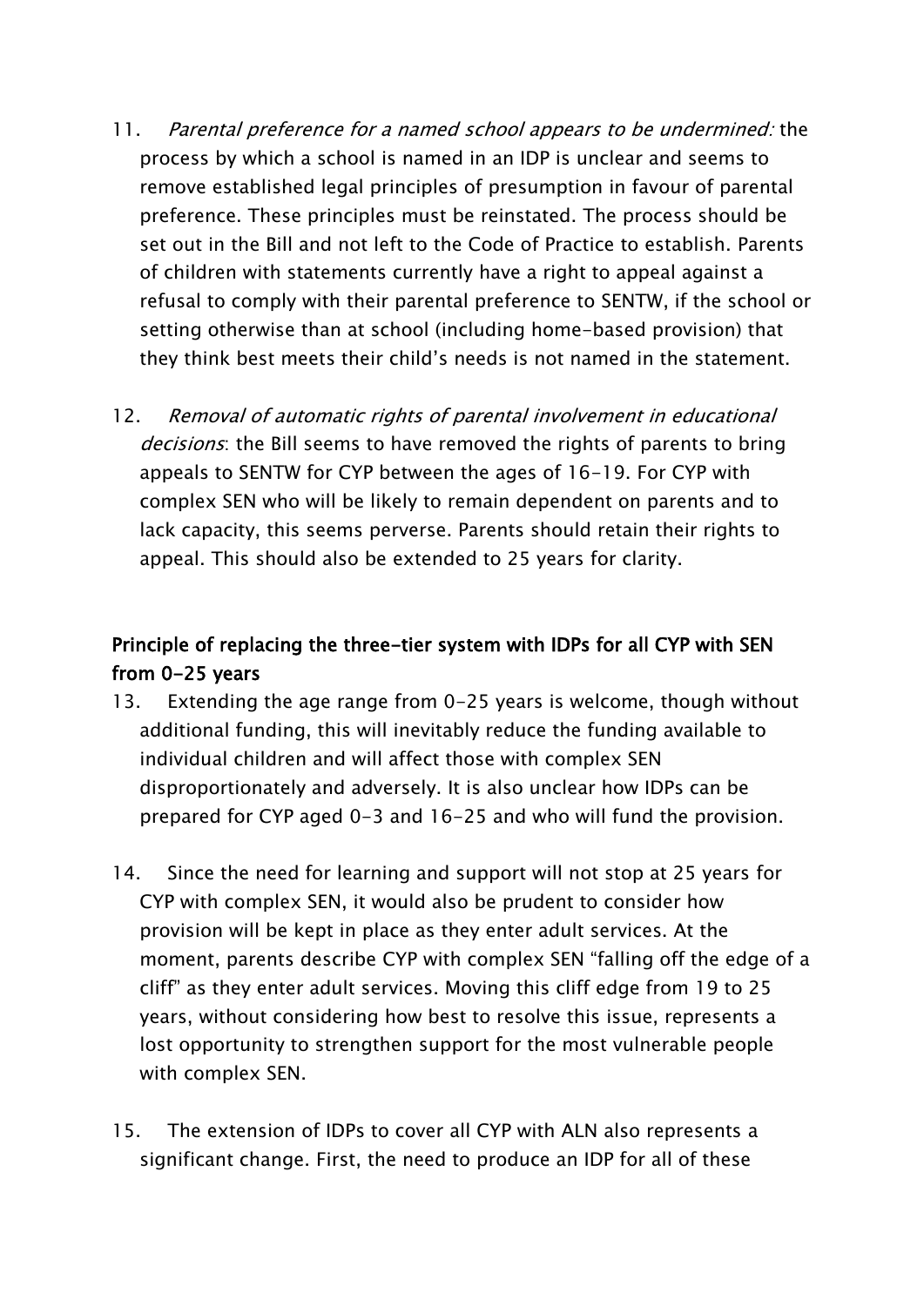11. *Parental preference for a named school appears to be undermined:* the process by which a school is named in an IDP is unclear and seems to remove established legal principles of presumption in favour of parental preference. These principles must be reinstated. The process should be set out in the Bill and not left to the Code of Practice to establish. Parents of children with statements currently have a right to appeal against a refusal to comply with their parental preference to SENTW, if the school or setting otherwise than at school (including home-based provision) that they think best meets their child's needs is not named in the statement.

12. *Removal of automatic rights of parental involvement in educational decisions*: the Bill seems to have removed the rights of parents to bring appeals to SENTW for CYP between the ages of 16-19. For CYP with complex SEN who will be likely to remain dependent on parents and to lack capacity, this seems perverse. Parents should retain their rights to appeal. This should also be extended to 25 years for clarity.

## Principle of replacing the three-tier system with IDPs for all CYP with SEN from 0-25 years

13. Extending the age range from 0-25 years is welcome, though without additional funding, this will inevitably reduce the funding available to individual children and will affect those with complex SEN disproportionately and adversely. It is also unclear how IDPs can be prepared for CYP aged 0-3 and 16-25 and who will fund the provision.

14. Since the need for learning and support will not stop at 25 years for CYP with complex SEN, it would also be prudent to consider how provision will be kept in place as they enter adult services. At the moment, parents describe CYP with complex SEN "falling off the edge of a cliff" as they enter adult services. Moving this cliff edge from 19 to 25 years, without considering how best to resolve this issue, represents a lost opportunity to strengthen support for the most vulnerable people with complex SEN.

15. The extension of IDPs to cover all CYP with ALN also represents a significant change. First, the need to produce an IDP for all of these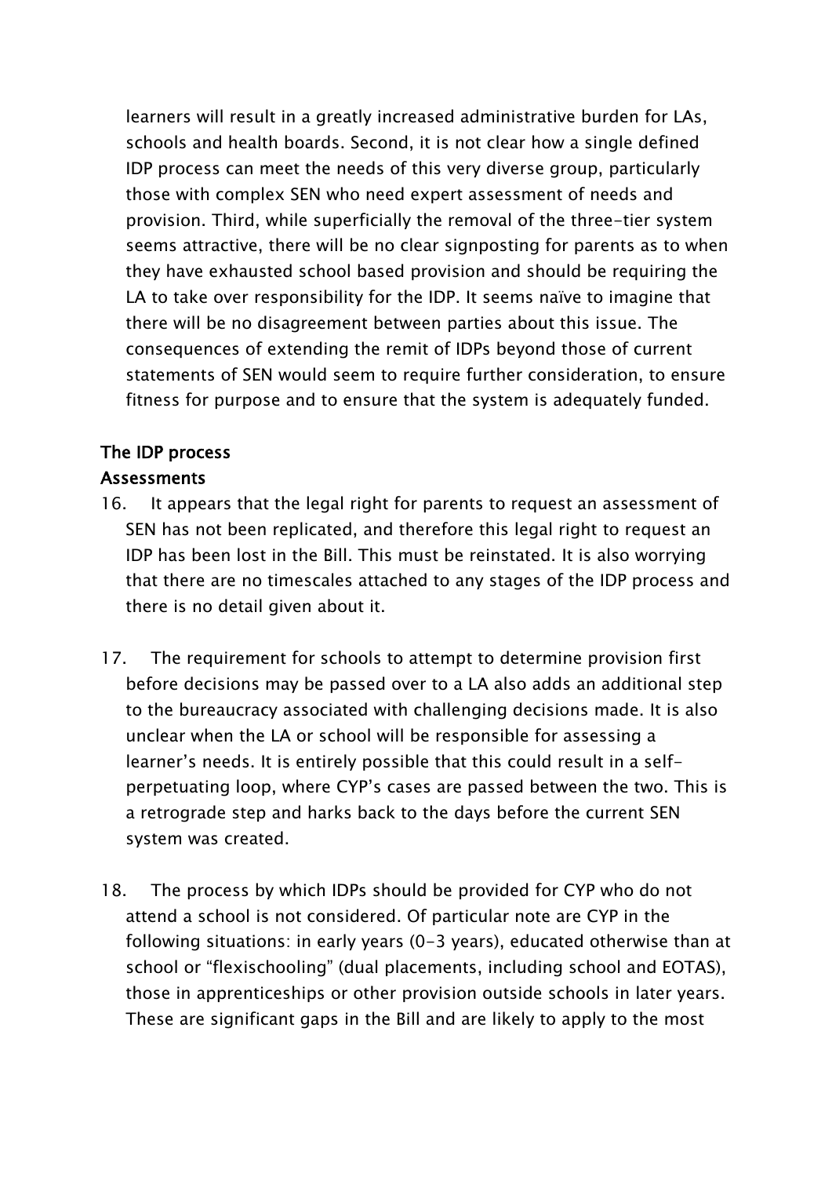learners will result in a greatly increased administrative burden for LAs, schools and health boards. Second, it is not clear how a single defined IDP process can meet the needs of this very diverse group, particularly those with complex SEN who need expert assessment of needs and provision. Third, while superficially the removal of the three-tier system seems attractive, there will be no clear signposting for parents as to when they have exhausted school based provision and should be requiring the LA to take over responsibility for the IDP. It seems naïve to imagine that there will be no disagreement between parties about this issue. The consequences of extending the remit of IDPs beyond those of current statements of SEN would seem to require further consideration, to ensure fitness for purpose and to ensure that the system is adequately funded.

**The IDP process**

**Assessments**

16. It appears that the legal right for parents to request an assessment of SEN has not been replicated, and therefore this legal right to request an IDP has been lost in the Bill. This must be reinstated. It is also worrying that there are no timescales attached to any stages of the IDP process and there is no detail given about it.

17. The requirement for schools to attempt to determine provision first before decisions may be passed over to a LA also adds an additional step to the bureaucracy associated with challenging decisions made. It is also unclear when the LA or school will be responsible for assessing a learner's needs. It is entirely possible that this could result in a self-perpetuating loop, where CYP's cases are passed between the two. This is a retrograde step and harks back to the days before the current SEN system was created.

18. The process by which IDPs should be provided for CYP who do not attend a school is not considered. Of particular note are CYP in the following situations: in early years (0-3 years), educated otherwise than at school or "flexischooling" (dual placements, including school and EOTAS), those in apprenticeships or other provision outside schools in later years. These are significant gaps in the Bill and are likely to apply to the most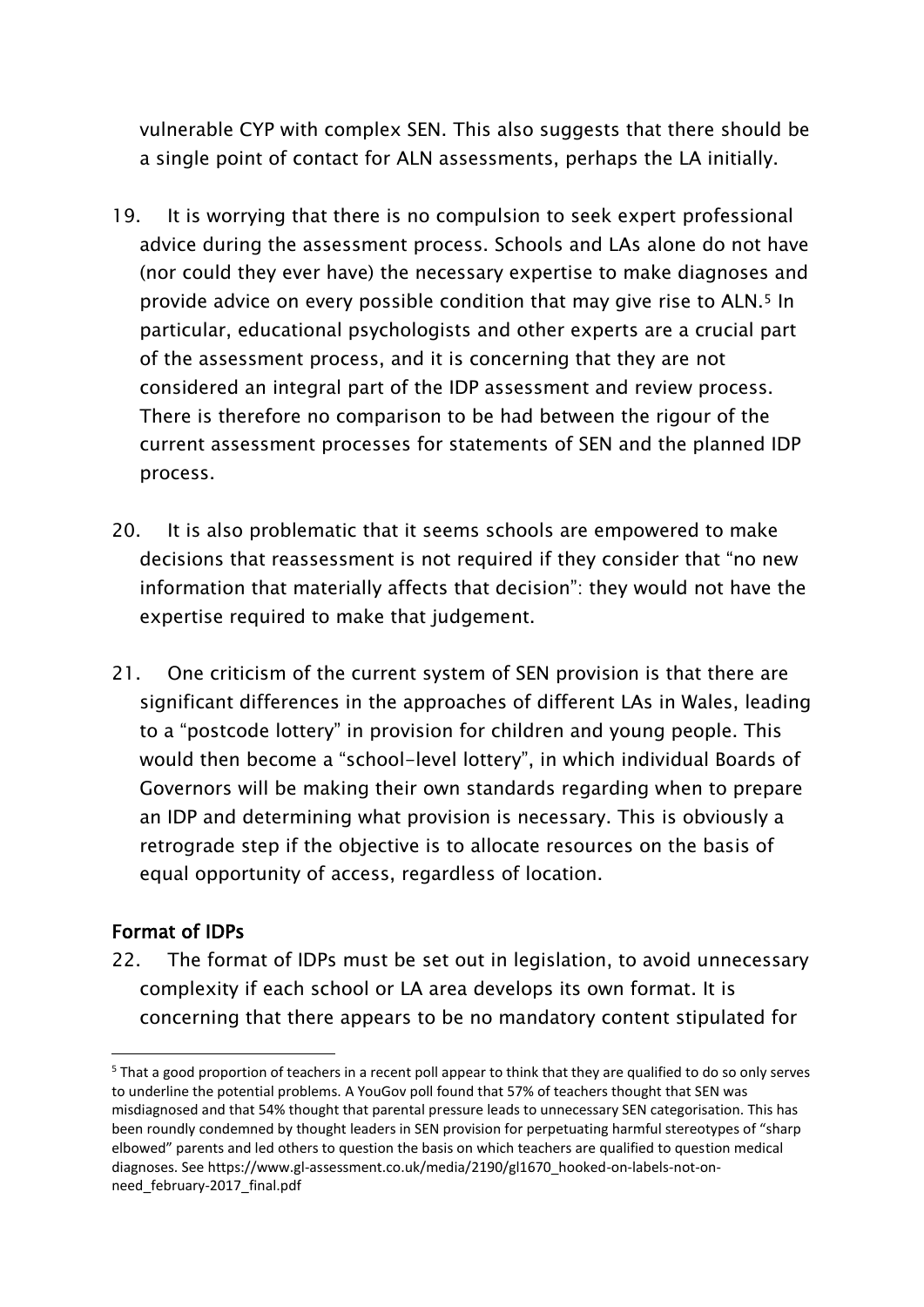vulnerable CYP with complex SEN. This also suggests that there should be a single point of contact for ALN assessments, perhaps the LA initially.

19. It is worrying that there is no compulsion to seek expert professional advice during the assessment process. Schools and LAs alone do not have (nor could they ever have) the necessary expertise to make diagnoses and provide advice on every possible condition that may give rise to ALN.[5] In particular, educational psychologists and other experts are a crucial part of the assessment process, and it is concerning that they are not considered an integral part of the IDP assessment and review process. There is therefore no comparison to be had between the rigour of the current assessment processes for statements of SEN and the planned IDP process.

20. It is also problematic that it seems schools are empowered to make decisions that reassessment is not required if they consider that "no new information that materially affects that decision": they would not have the expertise required to make that judgement.

21. One criticism of the current system of SEN provision is that there are significant differences in the approaches of different LAs in Wales, leading to a "postcode lottery" in provision for children and young people. This would then become a "school-level lottery", in which individual Boards of Governors will be making their own standards regarding when to prepare an IDP and determining what provision is necessary. This is obviously a retrograde step if the objective is to allocate resources on the basis of equal opportunity of access, regardless of location.

## Format of IDPs

22. The format of IDPs must be set out in legislation, to avoid unnecessary complexity if each school or LA area develops its own format. It is concerning that there appears to be no mandatory content stipulated for

---

[5] That a good proportion of teachers in a recent poll appear to think that they are qualified to do so only serves to underline the potential problems. A YouGov poll found that 57% of teachers thought that SEN was misdiagnosed and that 54% thought that parental pressure leads to unnecessary SEN categorisation. This has been roundly condemned by thought leaders in SEN provision for perpetuating harmful stereotypes of "sharp elbowed" parents and led others to question the basis on which teachers are qualified to question medical diagnoses. See https://www.gl-assessment.co.uk/media/2190/gl1670_hooked-on-labels-not-on-need_february-2017_final.pdf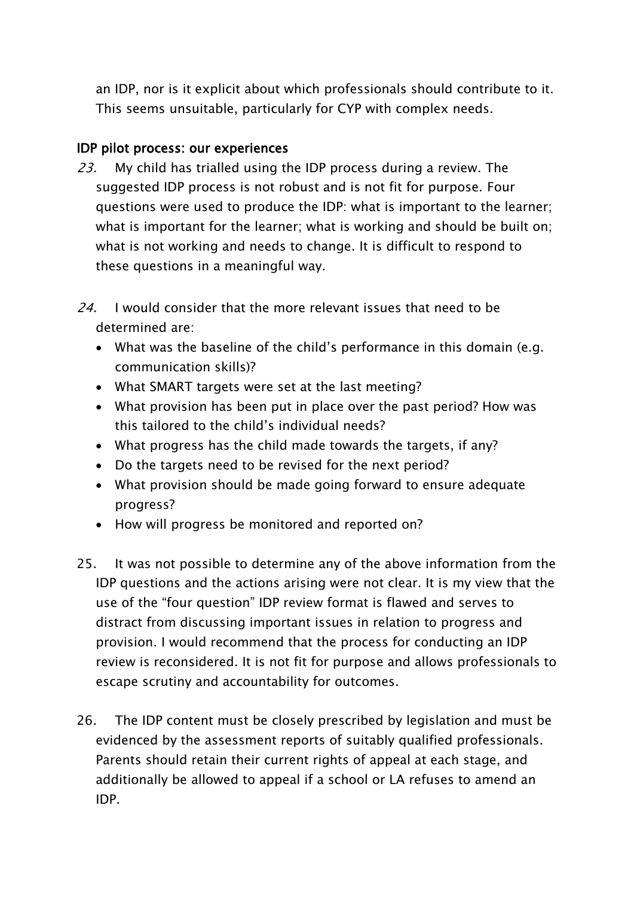an IDP, nor is it explicit about which professionals should contribute to it. This seems unsuitable, particularly for CYP with complex needs.

### IDP pilot process: our experiences

*23.* My child has trialled using the IDP process during a review. The suggested IDP process is not robust and is not fit for purpose. Four questions were used to produce the IDP: what is important to the learner; what is important for the learner; what is working and should be built on; what is not working and needs to change. It is difficult to respond to these questions in a meaningful way.

*24.* I would consider that the more relevant issues that need to be determined are:

- What was the baseline of the child's performance in this domain (e.g. communication skills)?
- What SMART targets were set at the last meeting?
- What provision has been put in place over the past period? How was this tailored to the child's individual needs?
- What progress has the child made towards the targets, if any?
- Do the targets need to be revised for the next period?
- What provision should be made going forward to ensure adequate progress?
- How will progress be monitored and reported on?

25. It was not possible to determine any of the above information from the IDP questions and the actions arising were not clear. It is my view that the use of the "four question" IDP review format is flawed and serves to distract from discussing important issues in relation to progress and provision. I would recommend that the process for conducting an IDP review is reconsidered. It is not fit for purpose and allows professionals to escape scrutiny and accountability for outcomes.

26. The IDP content must be closely prescribed by legislation and must be evidenced by the assessment reports of suitably qualified professionals. Parents should retain their current rights of appeal at each stage, and additionally be allowed to appeal if a school or LA refuses to amend an IDP.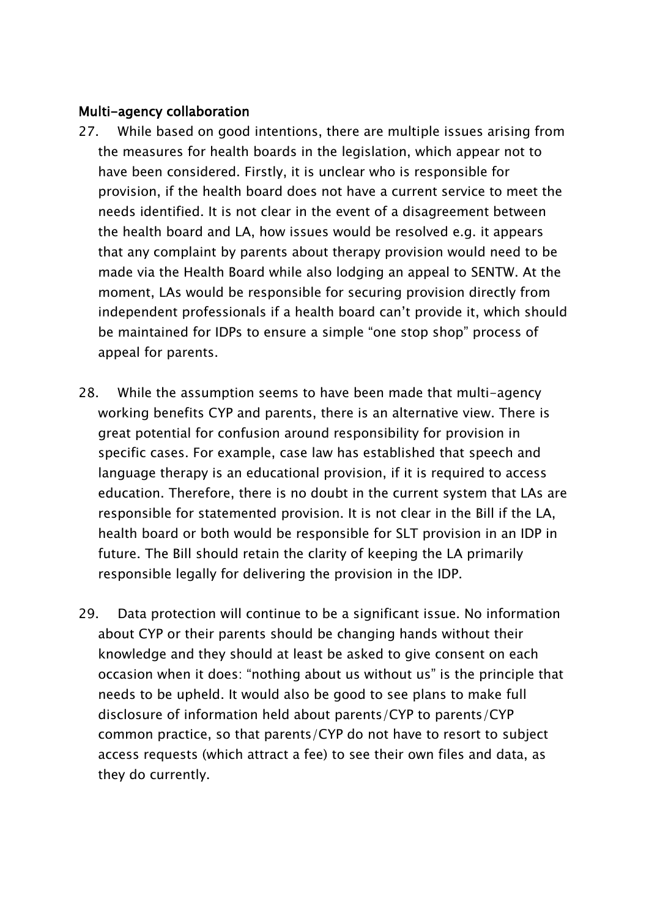**Multi-agency collaboration**

27. While based on good intentions, there are multiple issues arising from the measures for health boards in the legislation, which appear not to have been considered. Firstly, it is unclear who is responsible for provision, if the health board does not have a current service to meet the needs identified. It is not clear in the event of a disagreement between the health board and LA, how issues would be resolved e.g. it appears that any complaint by parents about therapy provision would need to be made via the Health Board while also lodging an appeal to SENTW. At the moment, LAs would be responsible for securing provision directly from independent professionals if a health board can't provide it, which should be maintained for IDPs to ensure a simple "one stop shop" process of appeal for parents.

28. While the assumption seems to have been made that multi-agency working benefits CYP and parents, there is an alternative view. There is great potential for confusion around responsibility for provision in specific cases. For example, case law has established that speech and language therapy is an educational provision, if it is required to access education. Therefore, there is no doubt in the current system that LAs are responsible for statemented provision. It is not clear in the Bill if the LA, health board or both would be responsible for SLT provision in an IDP in future. The Bill should retain the clarity of keeping the LA primarily responsible legally for delivering the provision in the IDP.

29. Data protection will continue to be a significant issue. No information about CYP or their parents should be changing hands without their knowledge and they should at least be asked to give consent on each occasion when it does: "nothing about us without us" is the principle that needs to be upheld. It would also be good to see plans to make full disclosure of information held about parents/CYP to parents/CYP common practice, so that parents/CYP do not have to resort to subject access requests (which attract a fee) to see their own files and data, as they do currently.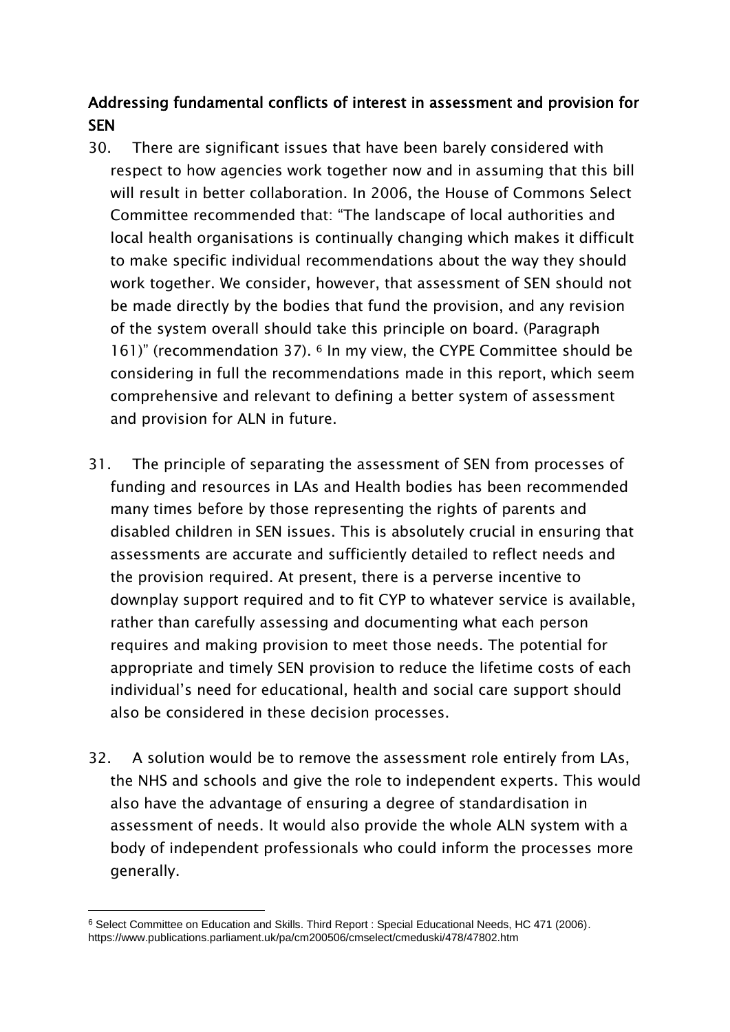## Addressing fundamental conflicts of interest in assessment and provision for SEN

30. There are significant issues that have been barely considered with respect to how agencies work together now and in assuming that this bill will result in better collaboration. In 2006, the House of Commons Select Committee recommended that: "The landscape of local authorities and local health organisations is continually changing which makes it difficult to make specific individual recommendations about the way they should work together. We consider, however, that assessment of SEN should not be made directly by the bodies that fund the provision, and any revision of the system overall should take this principle on board. (Paragraph 161)" (recommendation 37). [6] In my view, the CYPE Committee should be considering in full the recommendations made in this report, which seem comprehensive and relevant to defining a better system of assessment and provision for ALN in future.

31. The principle of separating the assessment of SEN from processes of funding and resources in LAs and Health bodies has been recommended many times before by those representing the rights of parents and disabled children in SEN issues. This is absolutely crucial in ensuring that assessments are accurate and sufficiently detailed to reflect needs and the provision required. At present, there is a perverse incentive to downplay support required and to fit CYP to whatever service is available, rather than carefully assessing and documenting what each person requires and making provision to meet those needs. The potential for appropriate and timely SEN provision to reduce the lifetime costs of each individual's need for educational, health and social care support should also be considered in these decision processes.

32. A solution would be to remove the assessment role entirely from LAs, the NHS and schools and give the role to independent experts. This would also have the advantage of ensuring a degree of standardisation in assessment of needs. It would also provide the whole ALN system with a body of independent professionals who could inform the processes more generally.

---

[6] Select Committee on Education and Skills. Third Report : Special Educational Needs, HC 471 (2006). https://www.publications.parliament.uk/pa/cm200506/cmselect/cmeduski/478/47802.htm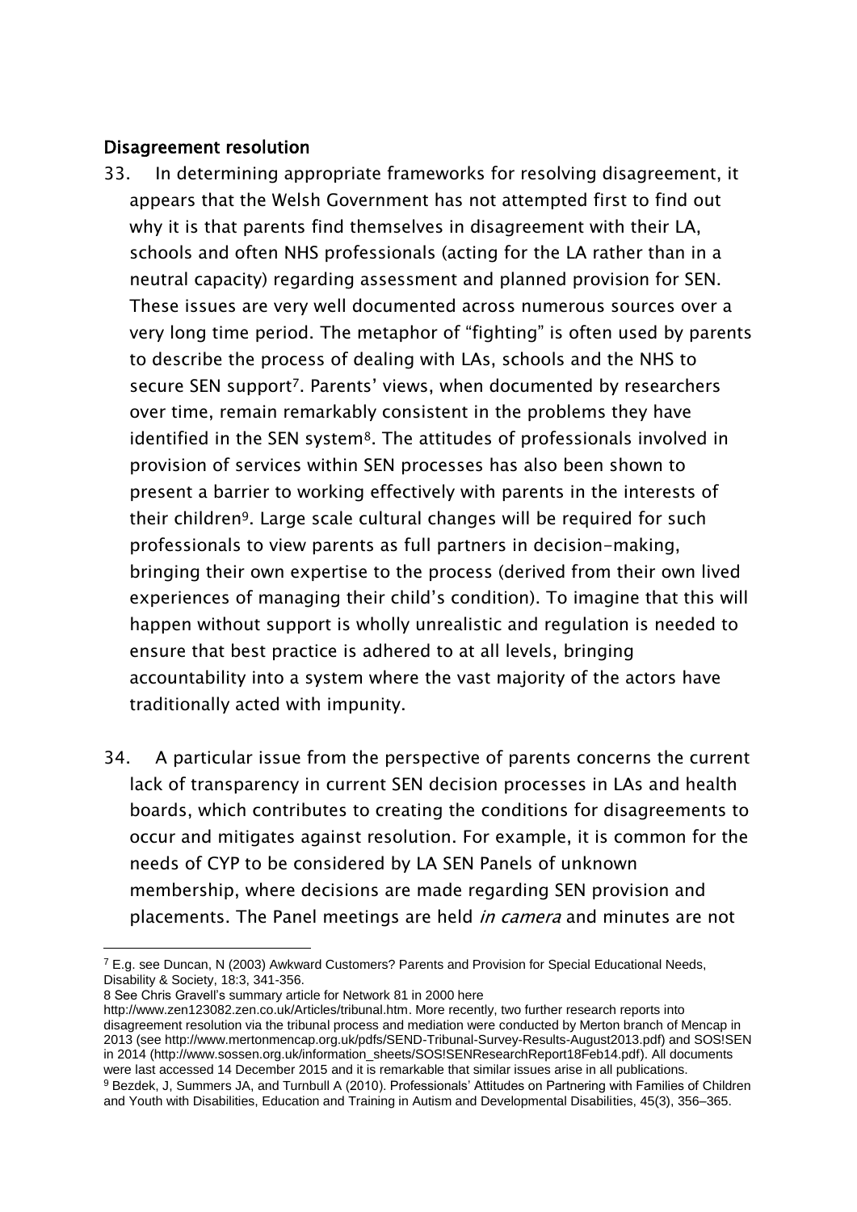## Disagreement resolution

33. In determining appropriate frameworks for resolving disagreement, it appears that the Welsh Government has not attempted first to find out why it is that parents find themselves in disagreement with their LA, schools and often NHS professionals (acting for the LA rather than in a neutral capacity) regarding assessment and planned provision for SEN. These issues are very well documented across numerous sources over a very long time period. The metaphor of "fighting" is often used by parents to describe the process of dealing with LAs, schools and the NHS to secure SEN support[7]. Parents' views, when documented by researchers over time, remain remarkably consistent in the problems they have identified in the SEN system[8]. The attitudes of professionals involved in provision of services within SEN processes has also been shown to present a barrier to working effectively with parents in the interests of their children[9]. Large scale cultural changes will be required for such professionals to view parents as full partners in decision-making, bringing their own expertise to the process (derived from their own lived experiences of managing their child's condition). To imagine that this will happen without support is wholly unrealistic and regulation is needed to ensure that best practice is adhered to at all levels, bringing accountability into a system where the vast majority of the actors have traditionally acted with impunity.

34. A particular issue from the perspective of parents concerns the current lack of transparency in current SEN decision processes in LAs and health boards, which contributes to creating the conditions for disagreements to occur and mitigates against resolution. For example, it is common for the needs of CYP to be considered by LA SEN Panels of unknown membership, where decisions are made regarding SEN provision and placements. The Panel meetings are held *in camera* and minutes are not

---

[7] E.g. see Duncan, N (2003) Awkward Customers? Parents and Provision for Special Educational Needs, Disability & Society, 18:3, 341-356.

[8] See Chris Gravell's summary article for Network 81 in 2000 here http://www.zen123082.zen.co.uk/Articles/tribunal.htm. More recently, two further research reports into disagreement resolution via the tribunal process and mediation were conducted by Merton branch of Mencap in 2013 (see http://www.mertonmencap.org.uk/pdfs/SEND-Tribunal-Survey-Results-August2013.pdf) and SOS!SEN in 2014 (http://www.sossen.org.uk/information_sheets/SOS!SENResearchReport18Feb14.pdf). All documents were last accessed 14 December 2015 and it is remarkable that similar issues arise in all publications.

[9] Bezdek, J, Summers JA, and Turnbull A (2010). Professionals' Attitudes on Partnering with Families of Children and Youth with Disabilities, Education and Training in Autism and Developmental Disabilities, 45(3), 356–365.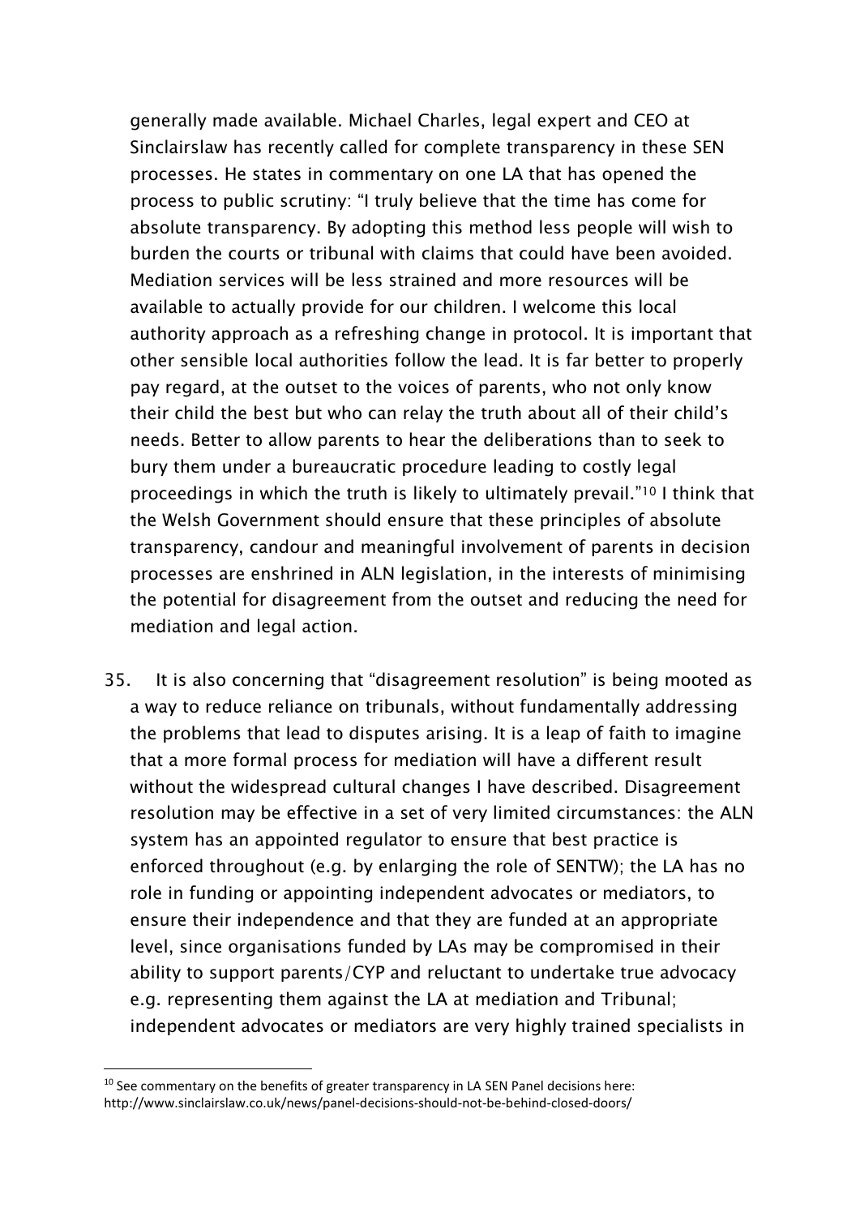generally made available. Michael Charles, legal expert and CEO at Sinclairslaw has recently called for complete transparency in these SEN processes. He states in commentary on one LA that has opened the process to public scrutiny: "I truly believe that the time has come for absolute transparency. By adopting this method less people will wish to burden the courts or tribunal with claims that could have been avoided. Mediation services will be less strained and more resources will be available to actually provide for our children. I welcome this local authority approach as a refreshing change in protocol. It is important that other sensible local authorities follow the lead. It is far better to properly pay regard, at the outset to the voices of parents, who not only know their child the best but who can relay the truth about all of their child's needs. Better to allow parents to hear the deliberations than to seek to bury them under a bureaucratic procedure leading to costly legal proceedings in which the truth is likely to ultimately prevail."[10] I think that the Welsh Government should ensure that these principles of absolute transparency, candour and meaningful involvement of parents in decision processes are enshrined in ALN legislation, in the interests of minimising the potential for disagreement from the outset and reducing the need for mediation and legal action.

35. It is also concerning that "disagreement resolution" is being mooted as a way to reduce reliance on tribunals, without fundamentally addressing the problems that lead to disputes arising. It is a leap of faith to imagine that a more formal process for mediation will have a different result without the widespread cultural changes I have described. Disagreement resolution may be effective in a set of very limited circumstances: the ALN system has an appointed regulator to ensure that best practice is enforced throughout (e.g. by enlarging the role of SENTW); the LA has no role in funding or appointing independent advocates or mediators, to ensure their independence and that they are funded at an appropriate level, since organisations funded by LAs may be compromised in their ability to support parents/CYP and reluctant to undertake true advocacy e.g. representing them against the LA at mediation and Tribunal; independent advocates or mediators are very highly trained specialists in

---

[10] See commentary on the benefits of greater transparency in LA SEN Panel decisions here: http://www.sinclairslaw.co.uk/news/panel-decisions-should-not-be-behind-closed-doors/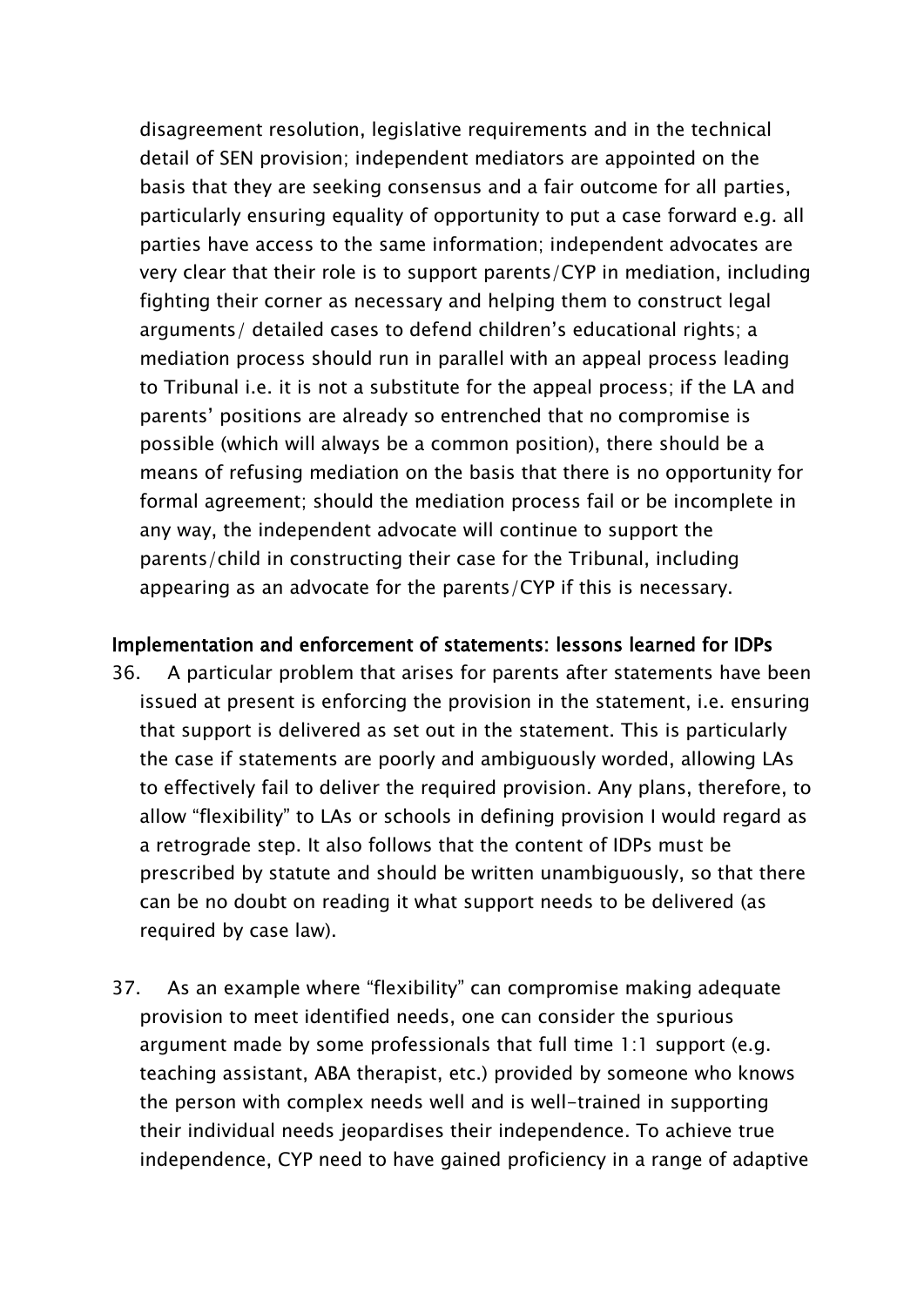disagreement resolution, legislative requirements and in the technical detail of SEN provision; independent mediators are appointed on the basis that they are seeking consensus and a fair outcome for all parties, particularly ensuring equality of opportunity to put a case forward e.g. all parties have access to the same information; independent advocates are very clear that their role is to support parents/CYP in mediation, including fighting their corner as necessary and helping them to construct legal arguments/ detailed cases to defend children's educational rights; a mediation process should run in parallel with an appeal process leading to Tribunal i.e. it is not a substitute for the appeal process; if the LA and parents' positions are already so entrenched that no compromise is possible (which will always be a common position), there should be a means of refusing mediation on the basis that there is no opportunity for formal agreement; should the mediation process fail or be incomplete in any way, the independent advocate will continue to support the parents/child in constructing their case for the Tribunal, including appearing as an advocate for the parents/CYP if this is necessary.

## Implementation and enforcement of statements: lessons learned for IDPs

36. A particular problem that arises for parents after statements have been issued at present is enforcing the provision in the statement, i.e. ensuring that support is delivered as set out in the statement. This is particularly the case if statements are poorly and ambiguously worded, allowing LAs to effectively fail to deliver the required provision. Any plans, therefore, to allow "flexibility" to LAs or schools in defining provision I would regard as a retrograde step. It also follows that the content of IDPs must be prescribed by statute and should be written unambiguously, so that there can be no doubt on reading it what support needs to be delivered (as required by case law).

37. As an example where "flexibility" can compromise making adequate provision to meet identified needs, one can consider the spurious argument made by some professionals that full time 1:1 support (e.g. teaching assistant, ABA therapist, etc.) provided by someone who knows the person with complex needs well and is well-trained in supporting their individual needs jeopardises their independence. To achieve true independence, CYP need to have gained proficiency in a range of adaptive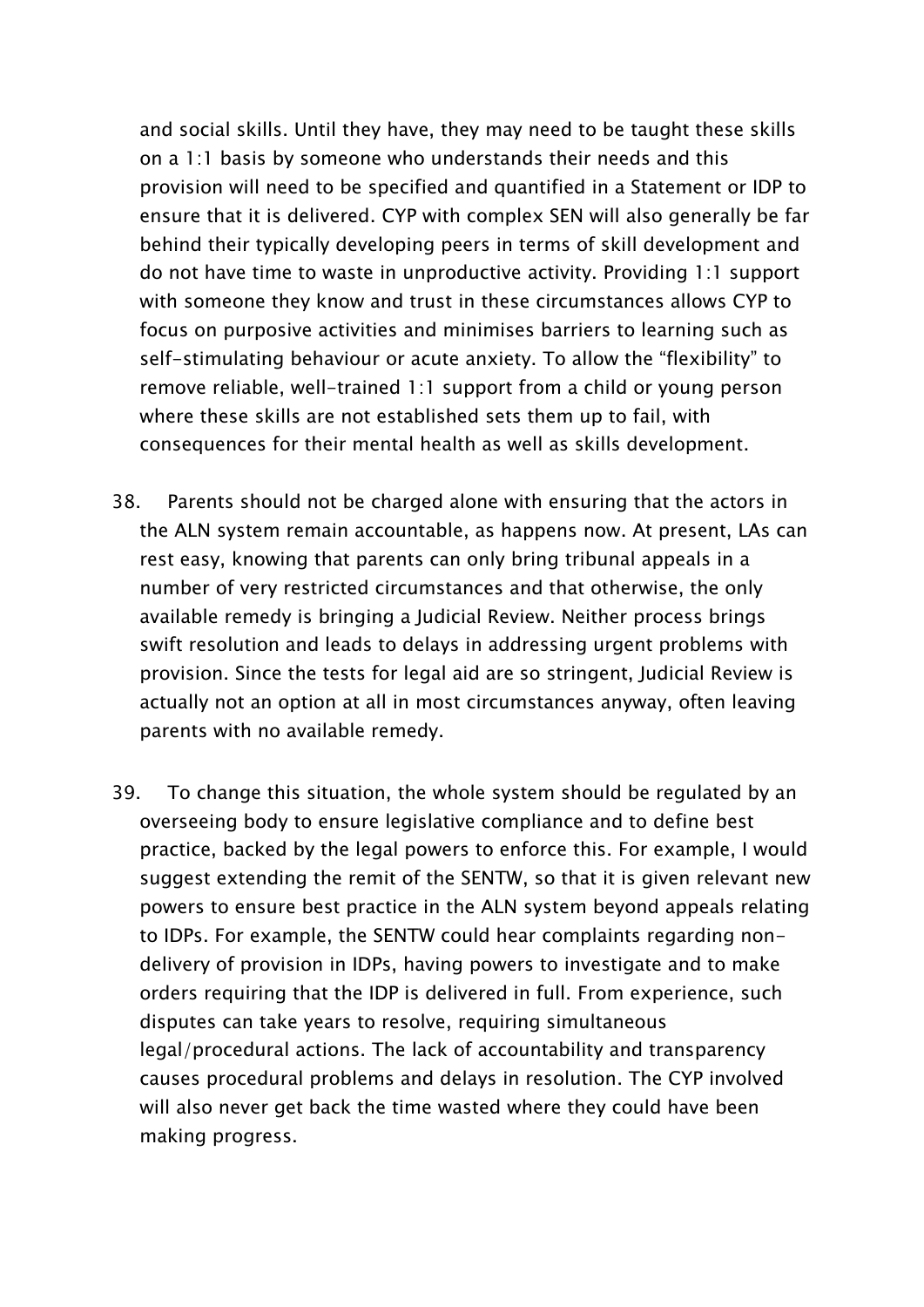and social skills. Until they have, they may need to be taught these skills on a 1:1 basis by someone who understands their needs and this provision will need to be specified and quantified in a Statement or IDP to ensure that it is delivered. CYP with complex SEN will also generally be far behind their typically developing peers in terms of skill development and do not have time to waste in unproductive activity. Providing 1:1 support with someone they know and trust in these circumstances allows CYP to focus on purposive activities and minimises barriers to learning such as self-stimulating behaviour or acute anxiety. To allow the "flexibility" to remove reliable, well-trained 1:1 support from a child or young person where these skills are not established sets them up to fail, with consequences for their mental health as well as skills development.

38. Parents should not be charged alone with ensuring that the actors in the ALN system remain accountable, as happens now. At present, LAs can rest easy, knowing that parents can only bring tribunal appeals in a number of very restricted circumstances and that otherwise, the only available remedy is bringing a Judicial Review. Neither process brings swift resolution and leads to delays in addressing urgent problems with provision. Since the tests for legal aid are so stringent, Judicial Review is actually not an option at all in most circumstances anyway, often leaving parents with no available remedy.

39. To change this situation, the whole system should be regulated by an overseeing body to ensure legislative compliance and to define best practice, backed by the legal powers to enforce this. For example, I would suggest extending the remit of the SENTW, so that it is given relevant new powers to ensure best practice in the ALN system beyond appeals relating to IDPs. For example, the SENTW could hear complaints regarding non-delivery of provision in IDPs, having powers to investigate and to make orders requiring that the IDP is delivered in full. From experience, such disputes can take years to resolve, requiring simultaneous legal/procedural actions. The lack of accountability and transparency causes procedural problems and delays in resolution. The CYP involved will also never get back the time wasted where they could have been making progress.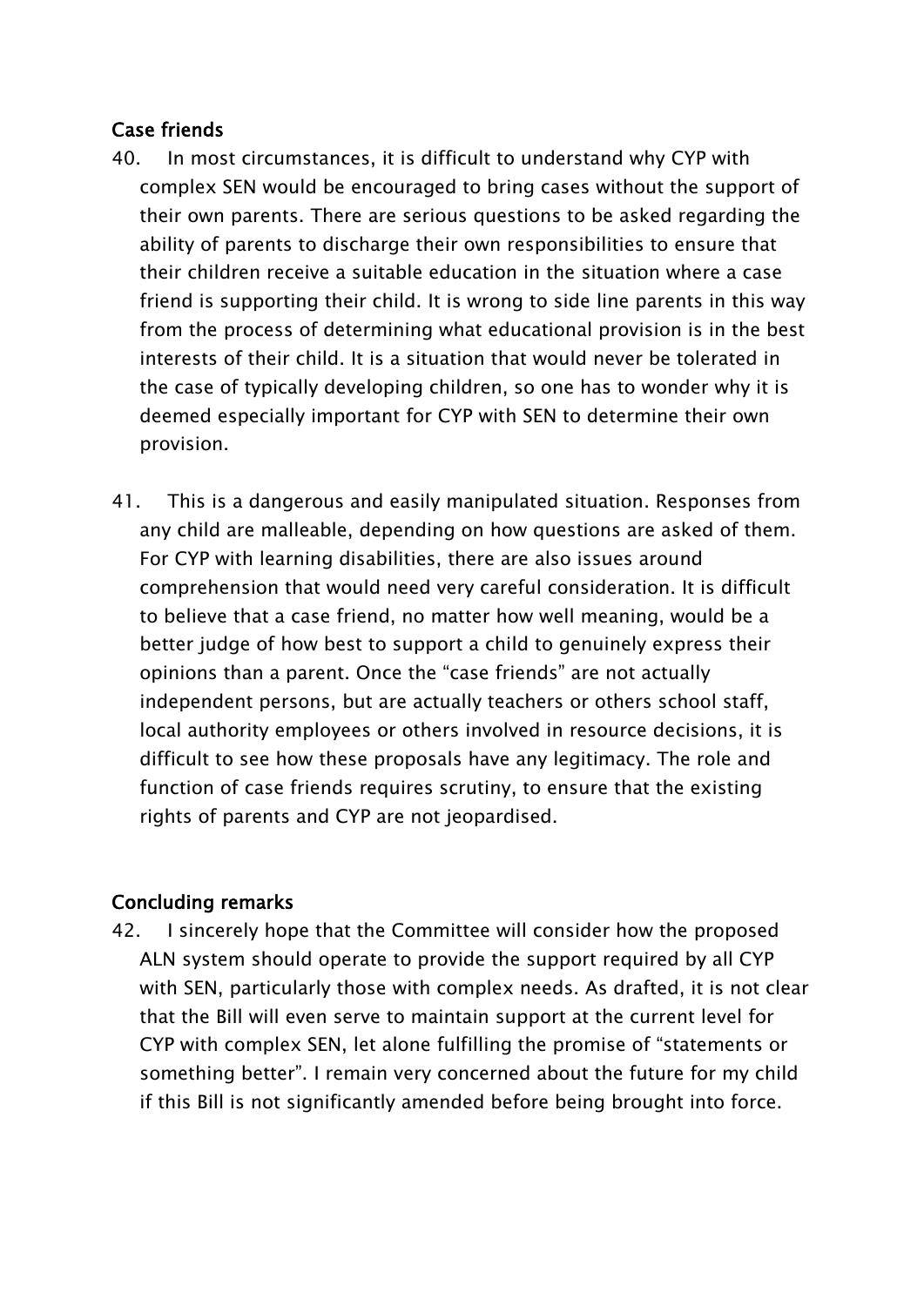## Case friends

40. In most circumstances, it is difficult to understand why CYP with complex SEN would be encouraged to bring cases without the support of their own parents. There are serious questions to be asked regarding the ability of parents to discharge their own responsibilities to ensure that their children receive a suitable education in the situation where a case friend is supporting their child. It is wrong to side line parents in this way from the process of determining what educational provision is in the best interests of their child. It is a situation that would never be tolerated in the case of typically developing children, so one has to wonder why it is deemed especially important for CYP with SEN to determine their own provision.

41. This is a dangerous and easily manipulated situation. Responses from any child are malleable, depending on how questions are asked of them. For CYP with learning disabilities, there are also issues around comprehension that would need very careful consideration. It is difficult to believe that a case friend, no matter how well meaning, would be a better judge of how best to support a child to genuinely express their opinions than a parent. Once the "case friends" are not actually independent persons, but are actually teachers or others school staff, local authority employees or others involved in resource decisions, it is difficult to see how these proposals have any legitimacy. The role and function of case friends requires scrutiny, to ensure that the existing rights of parents and CYP are not jeopardised.

## Concluding remarks

42. I sincerely hope that the Committee will consider how the proposed ALN system should operate to provide the support required by all CYP with SEN, particularly those with complex needs. As drafted, it is not clear that the Bill will even serve to maintain support at the current level for CYP with complex SEN, let alone fulfilling the promise of "statements or something better". I remain very concerned about the future for my child if this Bill is not significantly amended before being brought into force.